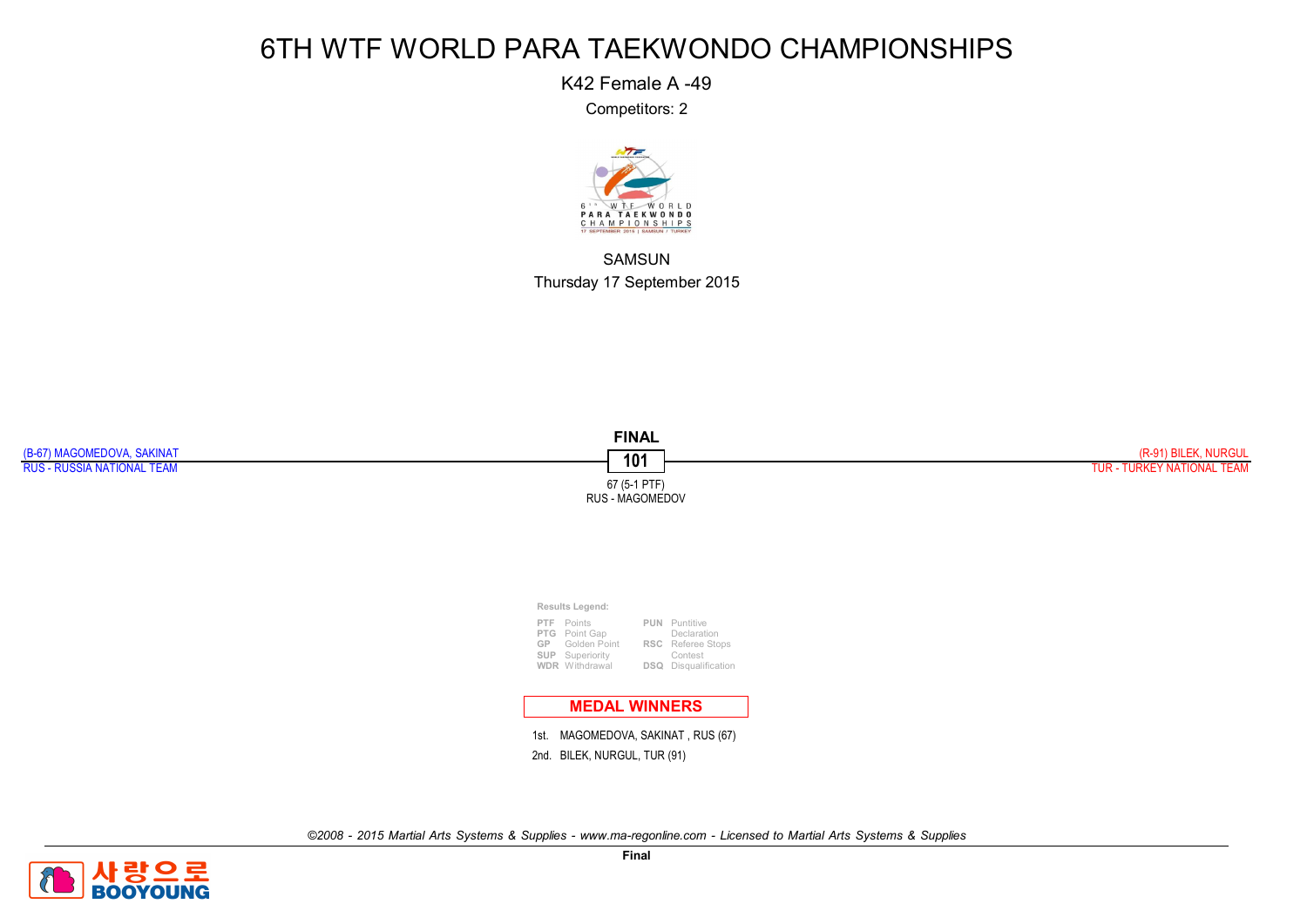# 6TH WTF WORLD PARA TAEKWONDO CHAMPIONSHIPS

K42 Female A -49

Competitors: 2

SAMSUN

Thursday 17 September 2015

**FINAL**

(B-67) MAGOMEDOVA, SAKINAT
RUS - RUSSIA NATIONAL TEAM

**101**

(R-91) BILEK, NURGUL
TUR - TURKEY NATIONAL TEAM

67 (5-1 PTF)
RUS - MAGOMEDOV

Results Legend:

| | | | |
|---|---|---|---|
| PTF | Points | PUN | Puntitive Declaration |
| PTG | Point Gap | RSC | Referee Stops Contest |
| GP | Golden Point | DSQ | Disqualification |
| SUP | Superiority | | |
| WDR | Withdrawal | | |

**MEDAL WINNERS**

1st. MAGOMEDOVA, SAKINAT , RUS (67)

2nd. BILEK, NURGUL, TUR (91)

*©2008 - 2015 Martial Arts Systems & Supplies - www.ma-regonline.com - Licensed to Martial Arts Systems & Supplies*

Final

사랑으로 BOOYOUNG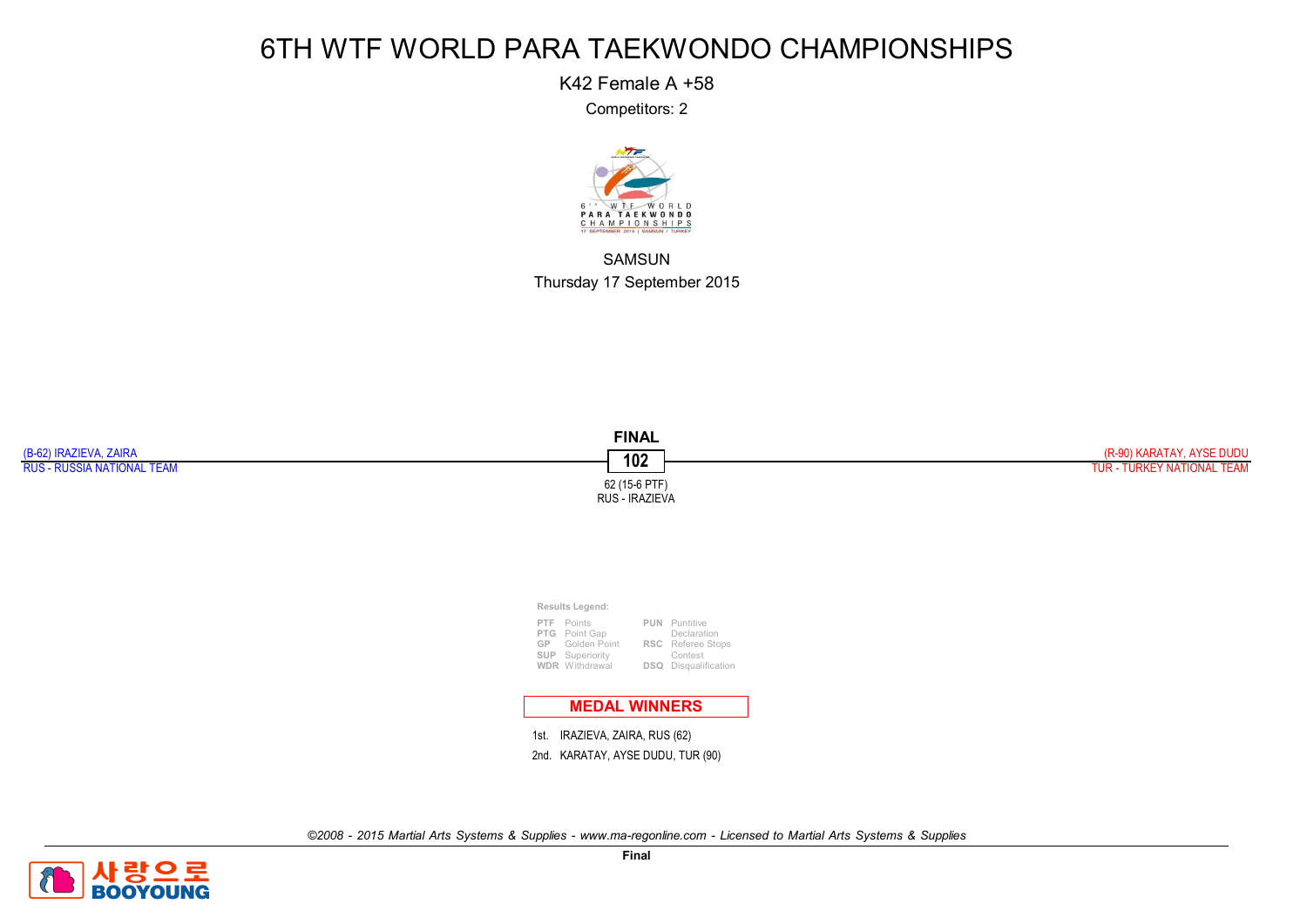# 6TH WTF WORLD PARA TAEKWONDO CHAMPIONSHIPS

K42 Female A +58

Competitors: 2

SAMSUN

Thursday 17 September 2015

**FINAL**

(B-62) IRAZIEVA, ZAIRA
RUS - RUSSIA NATIONAL TEAM

**102**

(R-90) KARATAY, AYSE DUDU
TUR - TURKEY NATIONAL TEAM

62 (15-6 PTF)
RUS - IRAZIEVA

Results Legend:

| | | | |
|---|---|---|---|
| PTF | Points | PUN | Puntitive Declaration |
| PTG | Point Gap | RSC | Referee Stops Contest |
| GP | Golden Point | DSQ | Disqualification |
| SUP | Superiority | | |
| WDR | Withdrawal | | |

**MEDAL WINNERS**

1st. IRAZIEVA, ZAIRA, RUS (62)

2nd. KARATAY, AYSE DUDU, TUR (90)

*©2008 - 2015 Martial Arts Systems & Supplies - www.ma-regonline.com - Licensed to Martial Arts Systems & Supplies*

Final

사랑으로 BOOYOUNG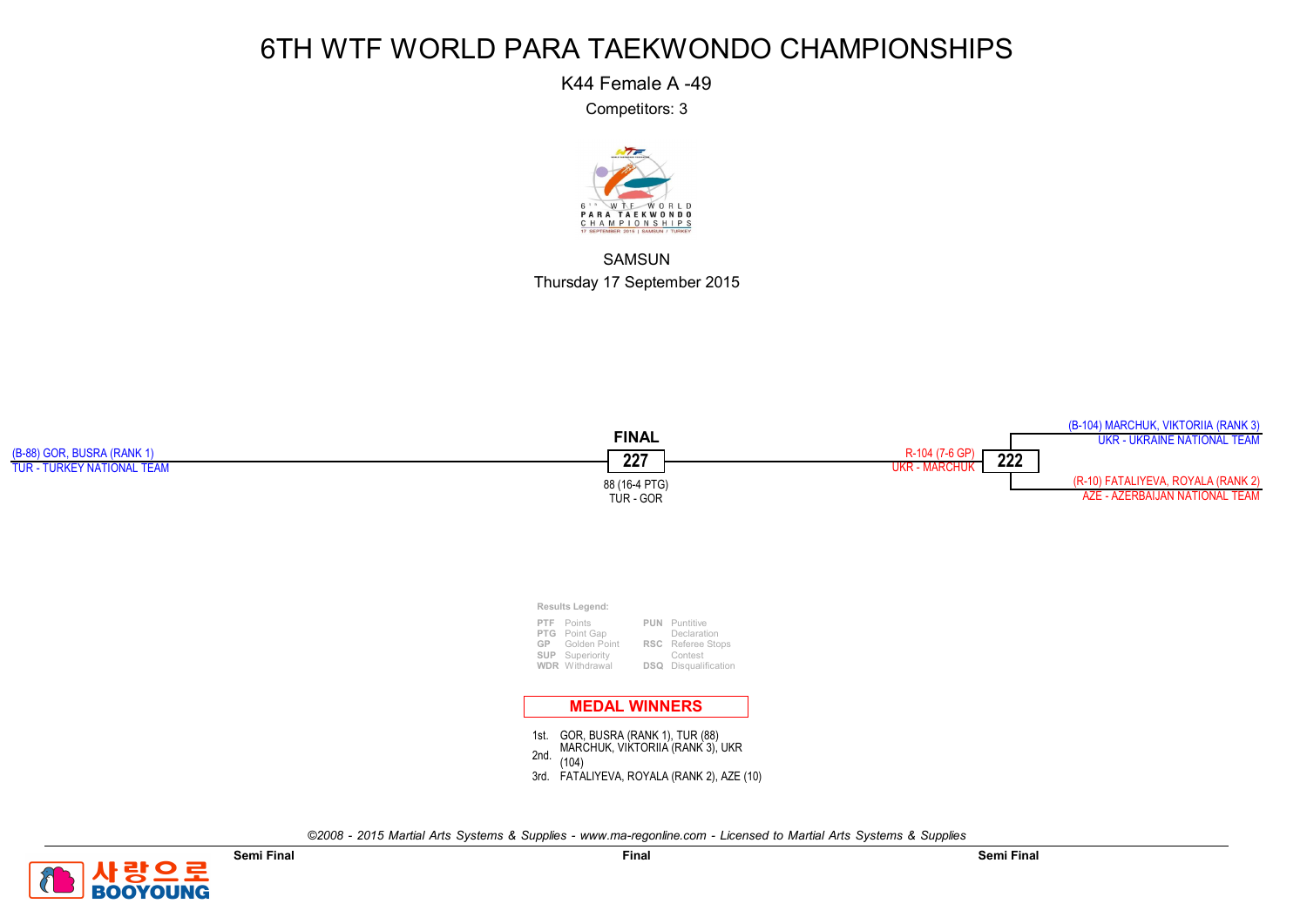# 6TH WTF WORLD PARA TAEKWONDO CHAMPIONSHIPS

K44 Female A -49

Competitors: 3

SAMSUN

Thursday 17 September 2015

(B-104) MARCHUK, VIKTORIIA (RANK 3)
UKR - UKRAINE NATIONAL TEAM

(B-88) GOR, BUSRA (RANK 1)
TUR - TURKEY NATIONAL TEAM

**FINAL**

**227**

88 (16-4 PTG)
TUR - GOR

R-104 (7-6 GP)
UKR - MARCHUK

**222**

(R-10) FATALIYEVA, ROYALA (RANK 2)
AZE - AZERBAIJAN NATIONAL TEAM

**Results Legend:**

| | | | |
|---|---|---|---|
| PTF | Points | PUN | Puntitive Declaration |
| PTG | Point Gap | RSC | Referee Stops Contest |
| GP | Golden Point | DSQ | Disqualification |
| SUP | Superiority | | |
| WDR | Withdrawal | | |

## MEDAL WINNERS

1st. GOR, BUSRA (RANK 1), TUR (88)
2nd. MARCHUK, VIKTORIIA (RANK 3), UKR (104)
3rd. FATALIYEVA, ROYALA (RANK 2), AZE (10)

*©2008 - 2015 Martial Arts Systems & Supplies - www.ma-regonline.com - Licensed to Martial Arts Systems & Supplies*

Semi Final | Final | Semi Final

사랑으로 BOOYOUNG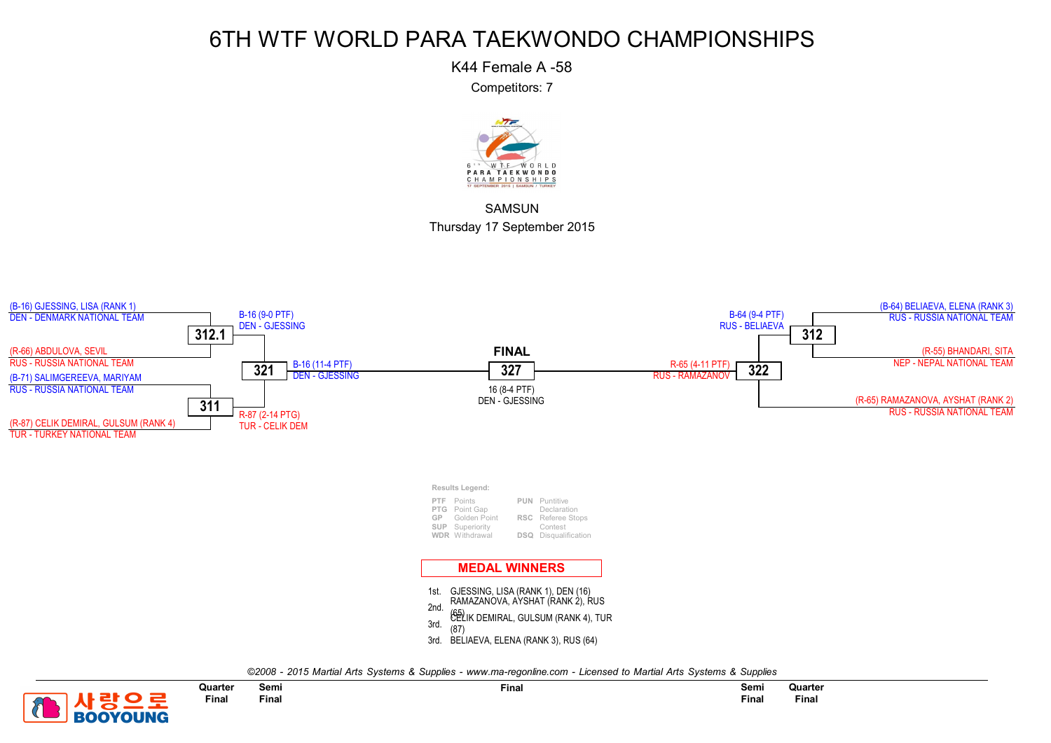# 6TH WTF WORLD PARA TAEKWONDO CHAMPIONSHIPS

K44 Female A -58

Competitors: 7

SAMSUN

Thursday 17 September 2015

## Quarter Final (left side)

**312.1**
- (B-16) GJESSING, LISA (RANK 1) — DEN - DENMARK NATIONAL TEAM
- (R-66) ABDULOVA, SEVIL — RUS - RUSSIA NATIONAL TEAM
- Winner: B-16 (9-0 PTF) DEN - GJESSING

**311**
- (B-71) SALIMGEREEVA, MARIYAM — RUS - RUSSIA NATIONAL TEAM
- (R-87) CELIK DEMIRAL, GULSUM (RANK 4) — TUR - TURKEY NATIONAL TEAM
- Winner: R-87 (2-14 PTG) TUR - CELIK DEM

## Semi Final (left side)

**321**
- Winner: B-16 (11-4 PTF) DEN - GJESSING

## Quarter Final (right side)

**312**
- (B-64) BELIAEVA, ELENA (RANK 3) — RUS - RUSSIA NATIONAL TEAM
- (R-55) BHANDARI, SITA — NEP - NEPAL NATIONAL TEAM
- Winner: B-64 (9-4 PTF) RUS - BELIAEVA

## Semi Final (right side)

**322**
- B-64 RUS - BELIAEVA
- (R-65) RAMAZANOVA, AYSHAT (RANK 2) — RUS - RUSSIA NATIONAL TEAM
- Winner: R-65 (4-11 PTF) RUS - RAMAZANOV

## FINAL

**327**
- Winner: 16 (8-4 PTF) DEN - GJESSING

**Results Legend:**

| | | | |
|---|---|---|---|
| PTF | Points | PUN | Puntitive Declaration |
| PTG | Point Gap | | |
| GP | Golden Point | RSC | Referee Stops Contest |
| SUP | Superiority | | |
| WDR | Withdrawal | DSQ | Disqualification |

## MEDAL WINNERS

| Place | Winner |
|---|---|
| 1st. | GJESSING, LISA (RANK 1), DEN (16) |
| 2nd. | RAMAZANOVA, AYSHAT (RANK 2), RUS (65) |
| 3rd. | CELIK DEMIRAL, GULSUM (RANK 4), TUR (87) |
| 3rd. | BELIAEVA, ELENA (RANK 3), RUS (64) |

*©2008 - 2015 Martial Arts Systems & Supplies - www.ma-regonline.com - Licensed to Martial Arts Systems & Supplies*

사랑으로 BOOYOUNG

Quarter Final | Semi Final | Final | Semi Final | Quarter Final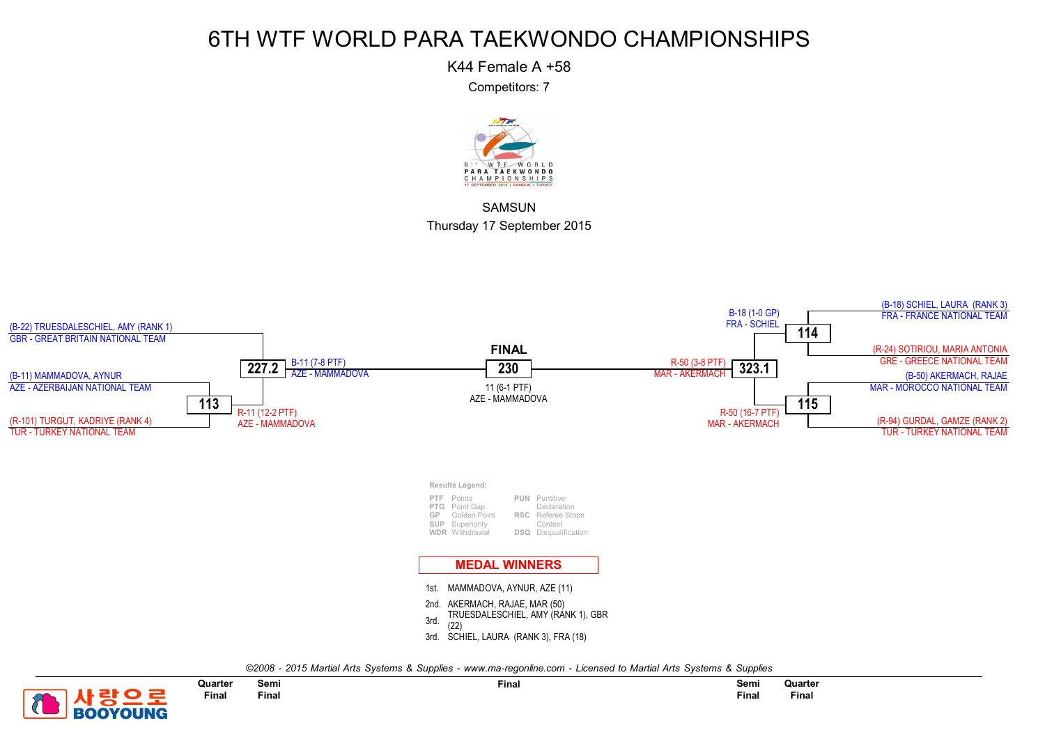# 6TH WTF WORLD PARA TAEKWONDO CHAMPIONSHIPS

K44 Female A +58

Competitors: 7

SAMSUN

Thursday 17 September 2015

(B-22) TRUESDALESCHIEL, AMY (RANK 1)
GBR - GREAT BRITAIN NATIONAL TEAM

(B-11) MAMMADOVA, AYNUR
AZE - AZERBAIJAN NATIONAL TEAM

**113**

(R-101) TURGUT, KADRIYE (RANK 4)
TUR - TURKEY NATIONAL TEAM

R-11 (12-2 PTF)
AZE - MAMMADOVA

**227.2**

B-11 (7-8 PTF)
AZE - MAMMADOVA

**FINAL**

**230**

11 (6-1 PTF)
AZE - MAMMADOVA

R-50 (3-8 PTF)
MAR - AKERMACH

**323.1**

B-18 (1-0 GP)
FRA - SCHIEL

**114**

(B-18) SCHIEL, LAURA (RANK 3)
FRA - FRANCE NATIONAL TEAM

(R-24) SOTIRIOU, MARIA ANTONIA
GRE - GREECE NATIONAL TEAM

R-50 (16-7 PTF)
MAR - AKERMACH

**115**

(B-50) AKERMACH, RAJAE
MAR - MOROCCO NATIONAL TEAM

(R-94) GURDAL, GAMZE (RANK 2)
TUR - TURKEY NATIONAL TEAM

**Results Legend:**

| | | | |
|---|---|---|---|
| PTF | Points | PUN | Puntitive Declaration |
| PTG | Point Gap | | |
| GP | Golden Point | RSC | Referee Stops Contest |
| SUP | Superiority | | |
| WDR | Withdrawal | DSQ | Disqualification |

## MEDAL WINNERS

1st. MAMMADOVA, AYNUR, AZE (11)
2nd. AKERMACH, RAJAE, MAR (50)
3rd. TRUESDALESCHIEL, AMY (RANK 1), GBR (22)
3rd. SCHIEL, LAURA (RANK 3), FRA (18)

*©2008 - 2015 Martial Arts Systems & Supplies - www.ma-regonline.com - Licensed to Martial Arts Systems & Supplies*

Quarter Final | Semi Final | Final | Semi Final | Quarter Final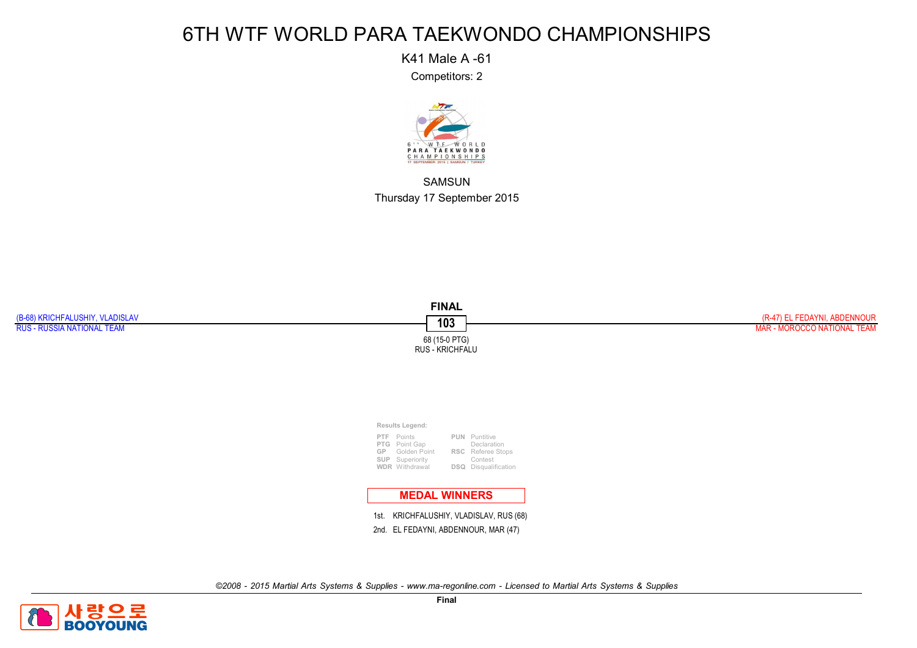# 6TH WTF WORLD PARA TAEKWONDO CHAMPIONSHIPS

K41 Male A -61

Competitors: 2

SAMSUN

Thursday 17 September 2015

**FINAL**

(B-68) KRICHFALUSHIY, VLADISLAV
RUS - RUSSIA NATIONAL TEAM

**103**

(R-47) EL FEDAYNI, ABDENNOUR
MAR - MOROCCO NATIONAL TEAM

68 (15-0 PTG)
RUS - KRICHFALU

**Results Legend:**

| | | | |
|---|---|---|---|
| PTF | Points | PUN | Puntitive Declaration |
| PTG | Point Gap | | |
| GP | Golden Point | RSC | Referee Stops Contest |
| SUP | Superiority | | |
| WDR | Withdrawal | DSQ | Disqualification |

**MEDAL WINNERS**

1st. KRICHFALUSHIY, VLADISLAV, RUS (68)

2nd. EL FEDAYNI, ABDENNOUR, MAR (47)

*©2008 - 2015 Martial Arts Systems & Supplies - www.ma-regonline.com - Licensed to Martial Arts Systems & Supplies*

Final

사랑으로 BOOYOUNG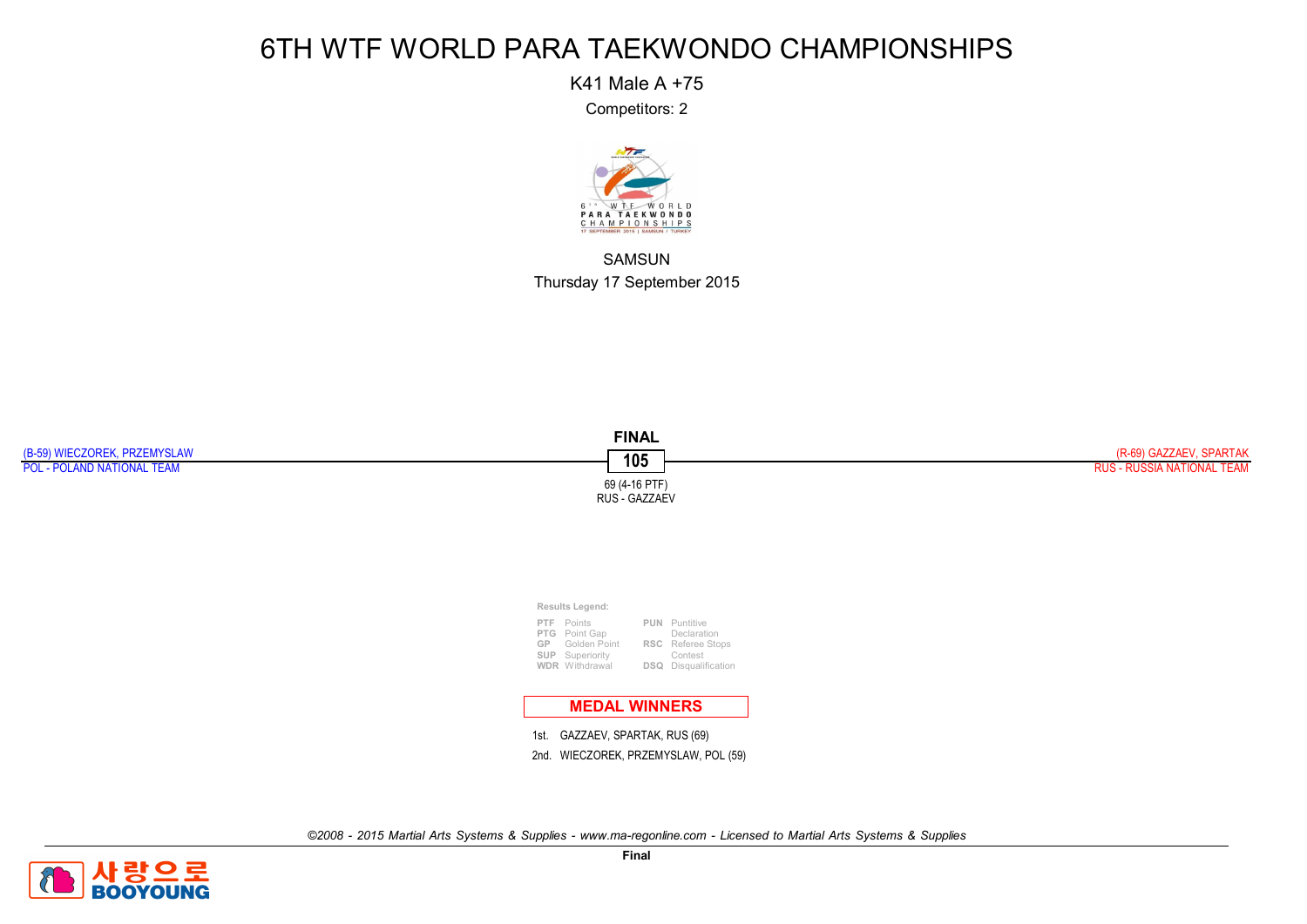# 6TH WTF WORLD PARA TAEKWONDO CHAMPIONSHIPS

K41 Male A +75

Competitors: 2

SAMSUN

Thursday 17 September 2015

**FINAL**

(B-59) WIECZOREK, PRZEMYSLAW
POL - POLAND NATIONAL TEAM

**105**

(R-69) GAZZAEV, SPARTAK
RUS - RUSSIA NATIONAL TEAM

69 (4-16 PTF)
RUS - GAZZAEV

**Results Legend:**

| | | | |
|---|---|---|---|
| PTF | Points | PUN | Puntitive Declaration |
| PTG | Point Gap | RSC | Referee Stops Contest |
| GP | Golden Point | DSQ | Disqualification |
| SUP | Superiority | | |
| WDR | Withdrawal | | |

**MEDAL WINNERS**

1st. GAZZAEV, SPARTAK, RUS (69)

2nd. WIECZOREK, PRZEMYSLAW, POL (59)

*©2008 - 2015 Martial Arts Systems & Supplies - www.ma-regonline.com - Licensed to Martial Arts Systems & Supplies*

Final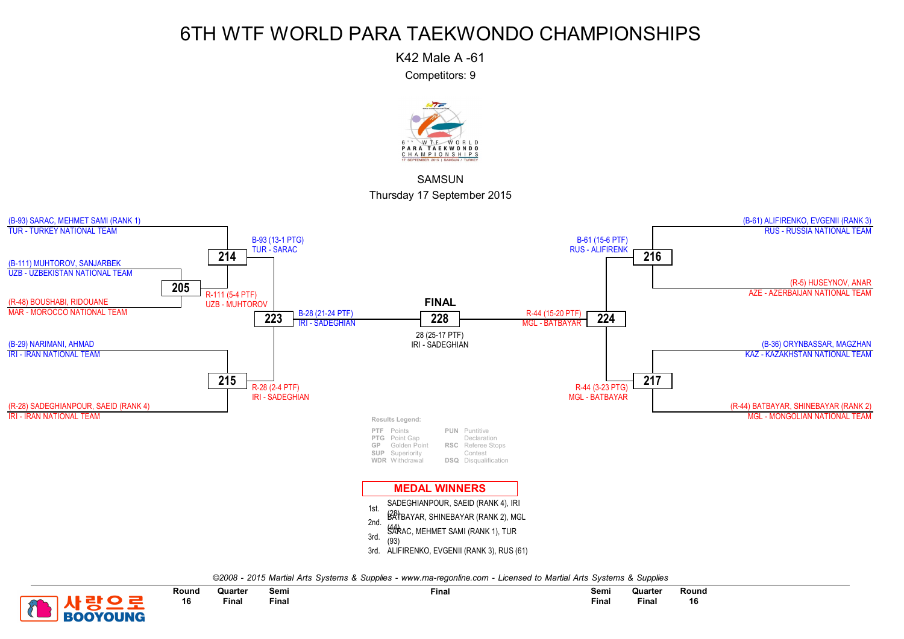# 6TH WTF WORLD PARA TAEKWONDO CHAMPIONSHIPS

K42 Male A -61

Competitors: 9

SAMSUN

Thursday 17 September 2015

(B-93) SARAC, MEHMET SAMI (RANK 1)
TUR - TURKEY NATIONAL TEAM

(B-111) MUHTOROV, SANJARBEK
UZB - UZBEKISTAN NATIONAL TEAM

205

(R-48) BOUSHABI, RIDOUANE
MAR - MOROCCO NATIONAL TEAM

214

B-93 (13-1 PTG)
TUR - SARAC

R-111 (5-4 PTF)
UZB - MUHTOROV

(B-29) NARIMANI, AHMAD
IRI - IRAN NATIONAL TEAM

(R-28) SADEGHIANPOUR, SAEID (RANK 4)
IRI - IRAN NATIONAL TEAM

215

R-28 (2-4 PTF)
IRI - SADEGHIAN

223

B-28 (21-24 PTF)
IRI - SADEGHIAN

**FINAL**

228

28 (25-17 PTF)
IRI - SADEGHIAN

R-44 (15-20 PTF)
MGL - BATBAYAR

224

B-61 (15-6 PTF)
RUS - ALIFIRENK

216

(B-61) ALIFIRENKO, EVGENII (RANK 3)
RUS - RUSSIA NATIONAL TEAM

(R-5) HUSEYNOV, ANAR
AZE - AZERBAIJAN NATIONAL TEAM

R-44 (3-23 PTG)
MGL - BATBAYAR

217

(B-36) ORYNBASSAR, MAGZHAN
KAZ - KAZAKHSTAN NATIONAL TEAM

(R-44) BATBAYAR, SHINEBAYAR (RANK 2)
MGL - MONGOLIAN NATIONAL TEAM

**Results Legend:**

| | | | |
|---|---|---|---|
| PTF | Points | PUN | Puntitive Declaration |
| PTG | Point Gap | RSC | Referee Stops Contest |
| GP | Golden Point | DSQ | Disqualification |
| SUP | Superiority | | |
| WDR | Withdrawal | | |

## MEDAL WINNERS

| | |
|---|---|
| 1st. | SADEGHIANPOUR, SAEID (RANK 4), IRI (28) |
| 2nd. | BATBAYAR, SHINEBAYAR (RANK 2), MGL (44) |
| 3rd. | SARAC, MEHMET SAMI (RANK 1), TUR (93) |
| 3rd. | ALIFIRENKO, EVGENII (RANK 3), RUS (61) |

*©2008 - 2015 Martial Arts Systems & Supplies - www.ma-regonline.com - Licensed to Martial Arts Systems & Supplies*

| Round 16 | Quarter Final | Semi Final | Final | Semi Final | Quarter Final | Round 16 |
|---|---|---|---|---|---|---|

사랑으로 BOOYOUNG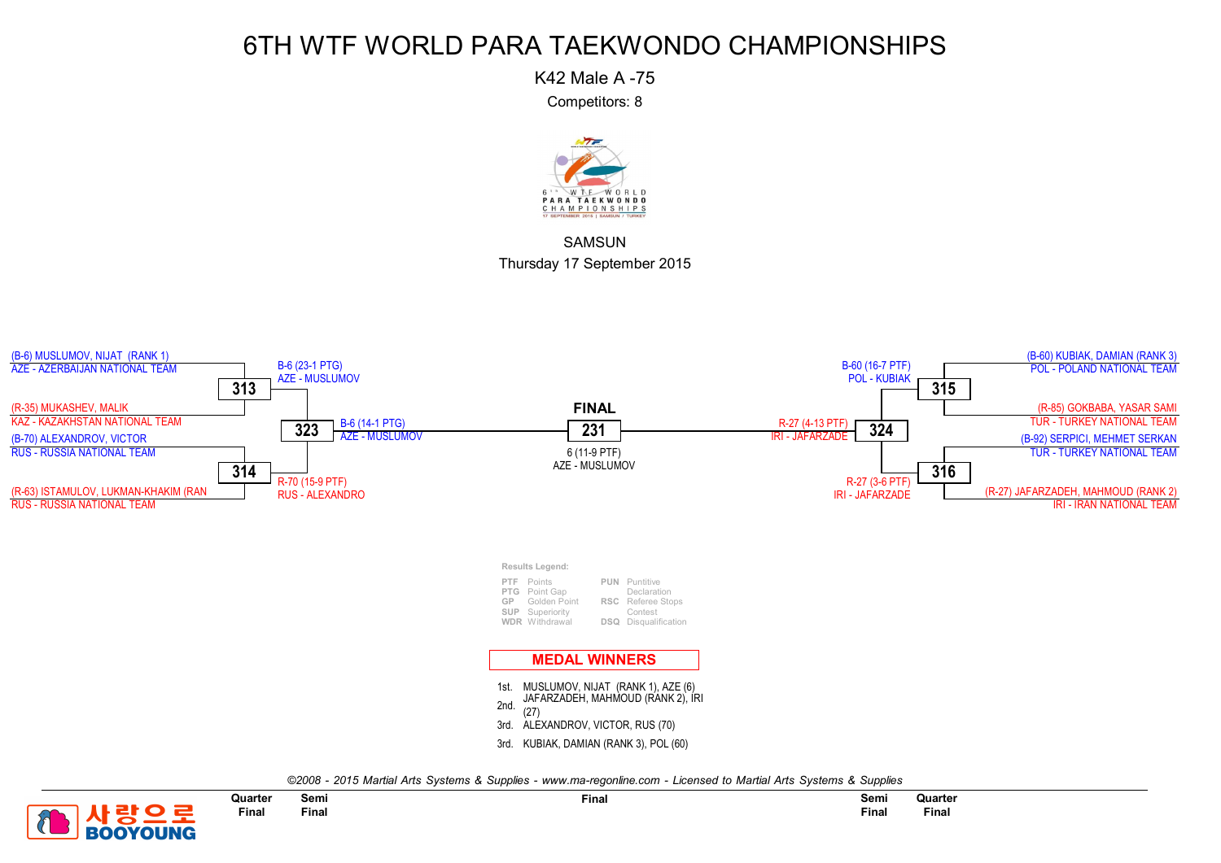# 6TH WTF WORLD PARA TAEKWONDO CHAMPIONSHIPS

K42 Male A -75

Competitors: 8

SAMSUN

Thursday 17 September 2015

## Quarter Final

**313**
- (B-6) MUSLUMOV, NIJAT (RANK 1) — AZE - AZERBAIJAN NATIONAL TEAM
- (R-35) MUKASHEV, MALIK — KAZ - KAZAKHSTAN NATIONAL TEAM
- Winner: B-6 (23-1 PTG) AZE - MUSLUMOV

**314**
- (B-70) ALEXANDROV, VICTOR — RUS - RUSSIA NATIONAL TEAM
- (R-63) ISTAMULOV, LUKMAN-KHAKIM (RAN — RUS - RUSSIA NATIONAL TEAM
- Winner: R-70 (15-9 PTF) RUS - ALEXANDRO

**315**
- (B-60) KUBIAK, DAMIAN (RANK 3) — POL - POLAND NATIONAL TEAM
- (R-85) GOKBABA, YASAR SAMI — TUR - TURKEY NATIONAL TEAM
- Winner: B-60 (16-7 PTF) POL - KUBIAK

**316**
- (B-92) SERPICI, MEHMET SERKAN — TUR - TURKEY NATIONAL TEAM
- (R-27) JAFARZADEH, MAHMOUD (RANK 2) — IRI - IRAN NATIONAL TEAM
- Winner: R-27 (3-6 PTF) IRI - JAFARZADE

## Semi Final

**323**
- Winner: B-6 (14-1 PTG) AZE - MUSLUMOV

**324**
- Winner: R-27 (4-13 PTF) IRI - JAFARZADE

## FINAL

**231**
- 6 (11-9 PTF) AZE - MUSLUMOV

Results Legend:

| | | | |
|---|---|---|---|
| PTF | Points | PUN | Puntitive Declaration |
| PTG | Point Gap | RSC | Referee Stops Contest |
| GP | Golden Point | DSQ | Disqualification |
| SUP | Superiority | | |
| WDR | Withdrawal | | |

## MEDAL WINNERS

1st. MUSLUMOV, NIJAT (RANK 1), AZE (6)
2nd. JAFARZADEH, MAHMOUD (RANK 2), IRI (27)
3rd. ALEXANDROV, VICTOR, RUS (70)
3rd. KUBIAK, DAMIAN (RANK 3), POL (60)

*©2008 - 2015 Martial Arts Systems & Supplies - www.ma-regonline.com - Licensed to Martial Arts Systems & Supplies*

| Quarter Final | Semi Final | Final | Semi Final | Quarter Final |
|---|---|---|---|---|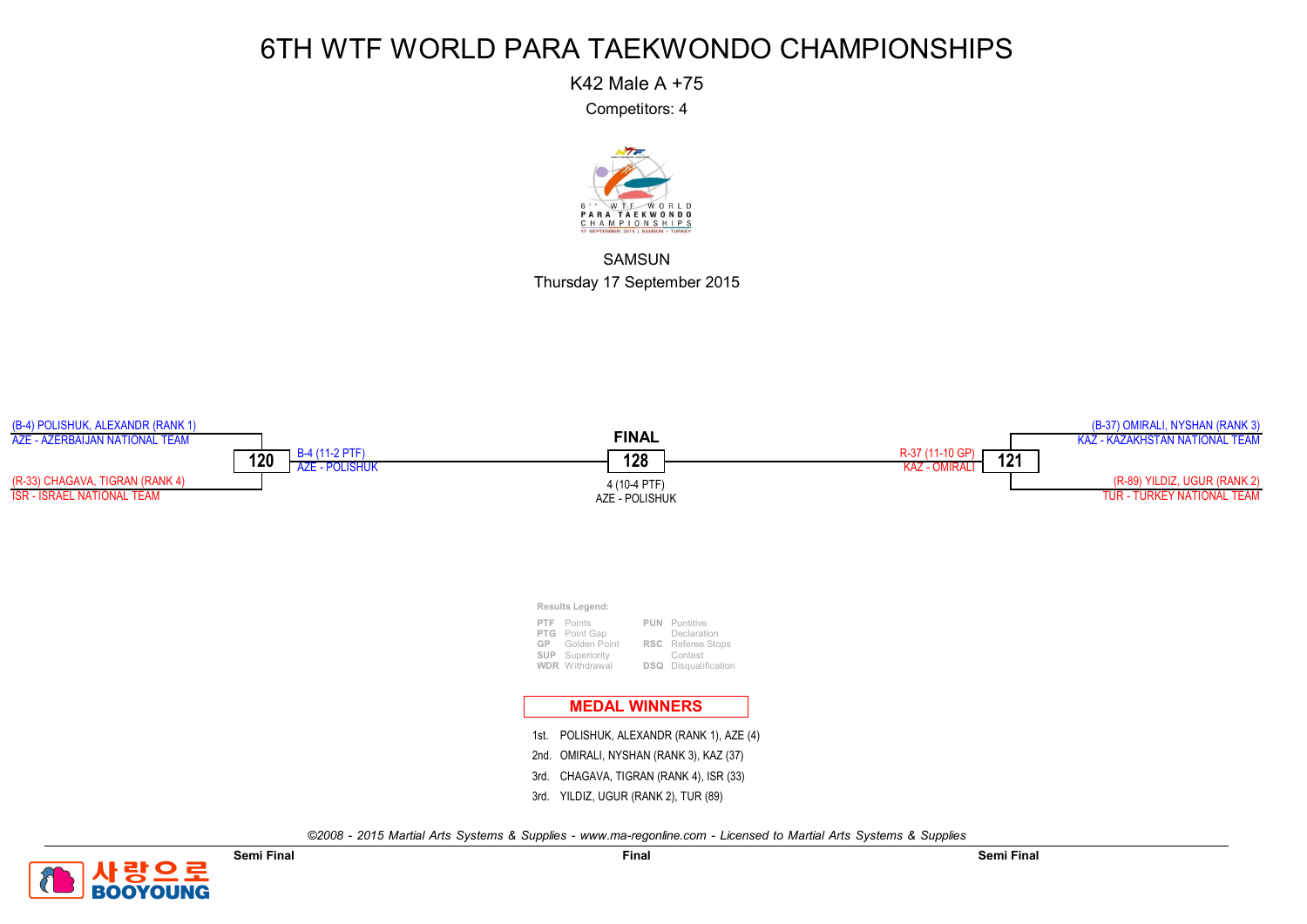# 6TH WTF WORLD PARA TAEKWONDO CHAMPIONSHIPS

K42 Male A +75

Competitors: 4

SAMSUN

Thursday 17 September 2015

(B-4) POLISHUK, ALEXANDR (RANK 1)
AZE - AZERBAIJAN NATIONAL TEAM

**120**

B-4 (11-2 PTF)
AZE - POLISHUK

(R-33) CHAGAVA, TIGRAN (RANK 4)
ISR - ISRAEL NATIONAL TEAM

**FINAL**

**128**

4 (10-4 PTF)
AZE - POLISHUK

(B-37) OMIRALI, NYSHAN (RANK 3)
KAZ - KAZAKHSTAN NATIONAL TEAM

**121**

R-37 (11-10 GP)
KAZ - OMIRALI

(R-89) YILDIZ, UGUR (RANK 2)
TUR - TURKEY NATIONAL TEAM

**Results Legend:**

| | | | |
|---|---|---|---|
| PTF | Points | PUN | Puntitive Declaration |
| PTG | Point Gap | RSC | Referee Stops Contest |
| GP | Golden Point | DSQ | Disqualification |
| SUP | Superiority | | |
| WDR | Withdrawal | | |

## MEDAL WINNERS

1st. POLISHUK, ALEXANDR (RANK 1), AZE (4)
2nd. OMIRALI, NYSHAN (RANK 3), KAZ (37)
3rd. CHAGAVA, TIGRAN (RANK 4), ISR (33)
3rd. YILDIZ, UGUR (RANK 2), TUR (89)

*©2008 - 2015 Martial Arts Systems & Supplies - www.ma-regonline.com - Licensed to Martial Arts Systems & Supplies*

**Semi Final** **Final** **Semi Final**

사랑으로 BOOYOUNG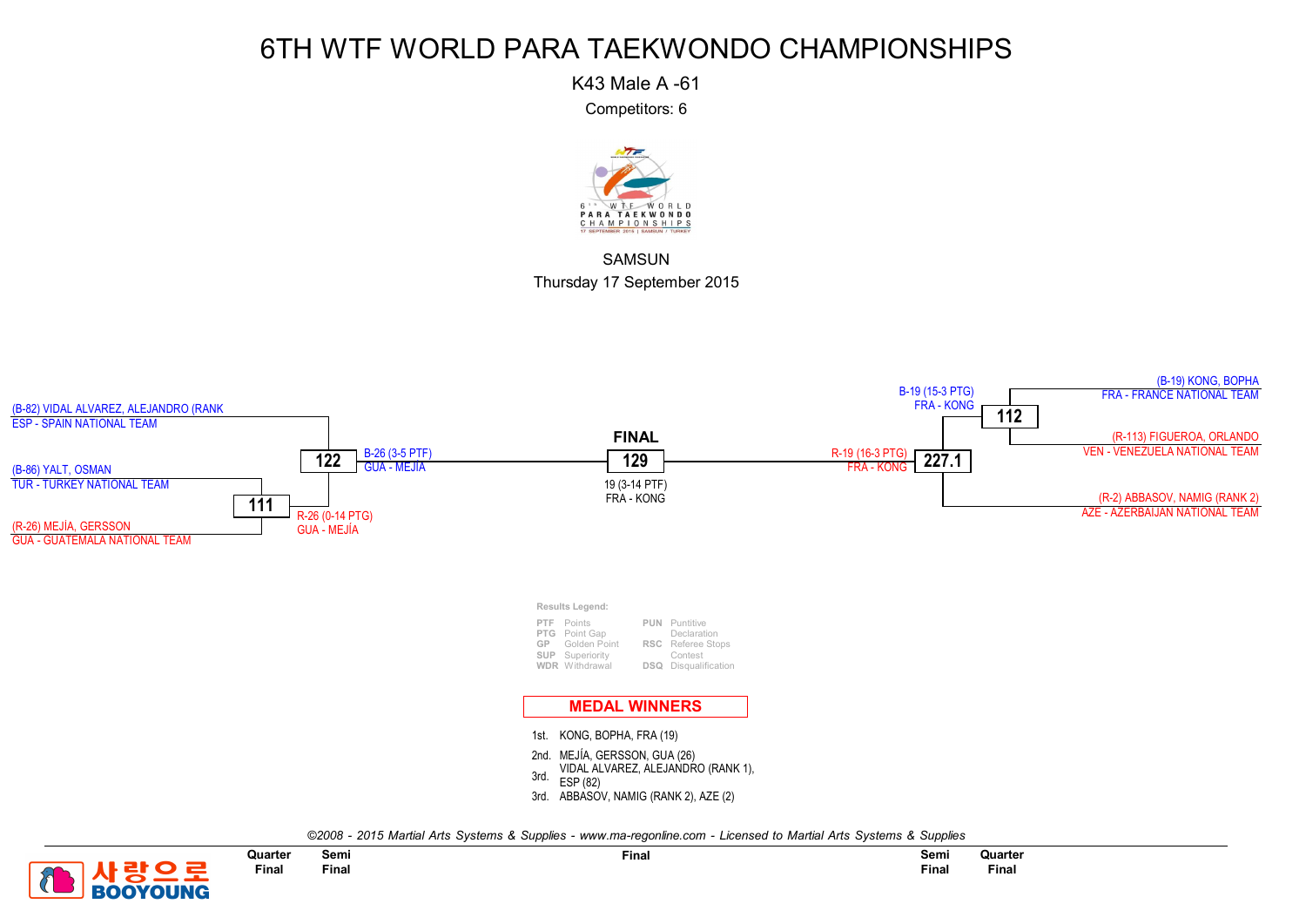# 6TH WTF WORLD PARA TAEKWONDO CHAMPIONSHIPS

K43 Male A -61

Competitors: 6

SAMSUN

Thursday 17 September 2015

(B-82) VIDAL ALVAREZ, ALEJANDRO (RANK
ESP - SPAIN NATIONAL TEAM

(B-86) YALT, OSMAN
TUR - TURKEY NATIONAL TEAM

**111**

(R-26) MEJÍA, GERSSON
GUA - GUATEMALA NATIONAL TEAM

R-26 (0-14 PTG)
GUA - MEJÍA

**122**

B-26 (3-5 PTF)
GUA - MEJÍA

**FINAL**

**129**

19 (3-14 PTF)
FRA - KONG

R-19 (16-3 PTG)
FRA - KONG

**227.1**

B-19 (15-3 PTG)
FRA - KONG

**112**

(B-19) KONG, BOPHA
FRA - FRANCE NATIONAL TEAM

(R-113) FIGUEROA, ORLANDO
VEN - VENEZUELA NATIONAL TEAM

(R-2) ABBASOV, NAMIG (RANK 2)
AZE - AZERBAIJAN NATIONAL TEAM

Results Legend:

| | | | |
|---|---|---|---|
| PTF | Points | PUN | Puntitive Declaration |
| PTG | Point Gap | | |
| GP | Golden Point | RSC | Referee Stops Contest |
| SUP | Superiority | | |
| WDR | Withdrawal | DSQ | Disqualification |

## MEDAL WINNERS

1st. KONG, BOPHA, FRA (19)

2nd. MEJÍA, GERSSON, GUA (26)

3rd. VIDAL ALVAREZ, ALEJANDRO (RANK 1), ESP (82)

3rd. ABBASOV, NAMIG (RANK 2), AZE (2)

*©2008 - 2015 Martial Arts Systems & Supplies - www.ma-regonline.com - Licensed to Martial Arts Systems & Supplies*

Quarter Final | Semi Final | Final | Semi Final | Quarter Final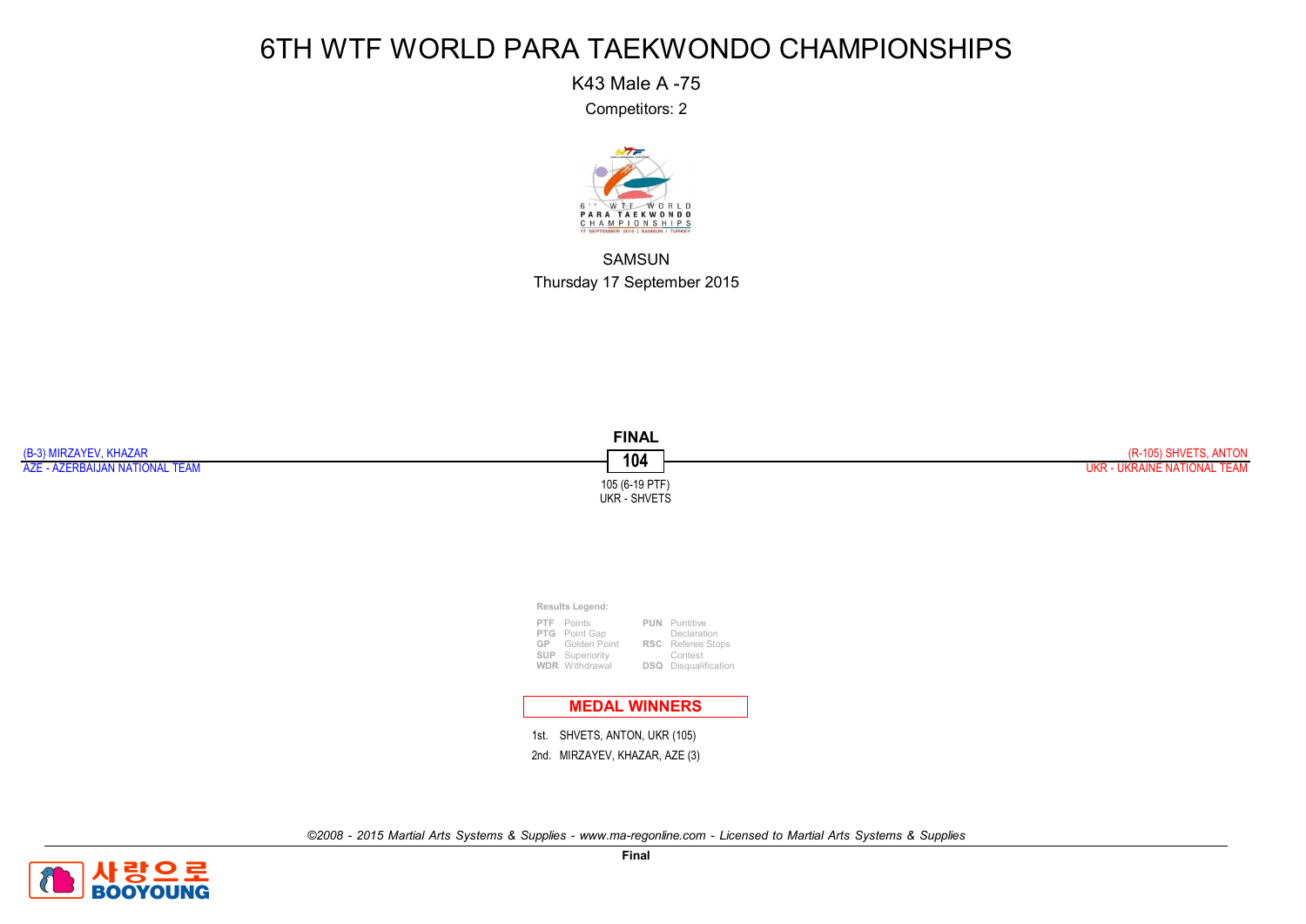# 6TH WTF WORLD PARA TAEKWONDO CHAMPIONSHIPS

K43 Male A -75

Competitors: 2

SAMSUN

Thursday 17 September 2015

**FINAL**

(B-3) MIRZAYEV, KHAZAR
AZE - AZERBAIJAN NATIONAL TEAM

**104**

105 (6-19 PTF)
UKR - SHVETS

(R-105) SHVETS, ANTON
UKR - UKRAINE NATIONAL TEAM

**Results Legend:**

| | | | |
|---|---|---|---|
| PTF | Points | PUN | Puntitive Declaration |
| PTG | Point Gap | RSC | Referee Stops Contest |
| GP | Golden Point | DSQ | Disqualification |
| SUP | Superiority | | |
| WDR | Withdrawal | | |

**MEDAL WINNERS**

1st. SHVETS, ANTON, UKR (105)

2nd. MIRZAYEV, KHAZAR, AZE (3)

*©2008 - 2015 Martial Arts Systems & Supplies - www.ma-regonline.com - Licensed to Martial Arts Systems & Supplies*

**Final**

사랑으로 BOOYOUNG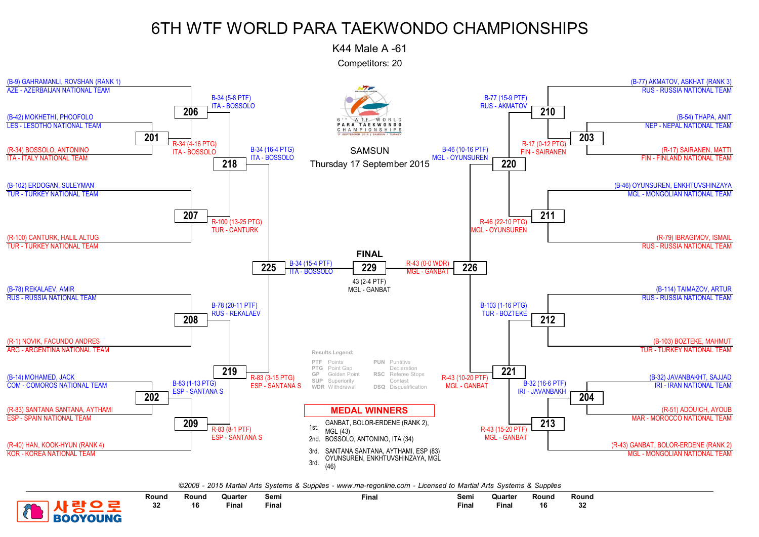# 6TH WTF WORLD PARA TAEKWONDO CHAMPIONSHIPS

## K44 Male A -61

Competitors: 20

SAMSUN

Thursday 17 September 2015

### Left side of bracket

(B-9) GAHRAMANLI, ROVSHAN (RANK 1)
AZE - AZERBAIJAN NATIONAL TEAM

(B-42) MOKHETHI, PHOOFOLO
LES - LESOTHO NATIONAL TEAM

(R-34) BOSSOLO, ANTONINO
ITA - ITALY NATIONAL TEAM

(B-102) ERDOGAN, SULEYMAN
TUR - TURKEY NATIONAL TEAM

(R-100) CANTURK, HALIL ALTUG
TUR - TURKEY NATIONAL TEAM

(B-78) REKALAEV, AMIR
RUS - RUSSIA NATIONAL TEAM

(R-1) NOVIK, FACUNDO ANDRES
ARG - ARGENTINA NATIONAL TEAM

(B-14) MOHAMED, JACK
COM - COMOROS NATIONAL TEAM

(R-83) SANTANA SANTANA, AYTHAMI
ESP - SPAIN NATIONAL TEAM

(R-40) HAN, KOOK-HYUN (RANK 4)
KOR - KOREA NATIONAL TEAM

| Match | Result |
|---|---|
| 201 | R-34 (4-16 PTG) ITA - BOSSOLO |
| 206 | B-34 (5-8 PTF) ITA - BOSSOLO |
| 207 | R-100 (13-25 PTG) TUR - CANTURK |
| 218 | B-34 (16-4 PTG) ITA - BOSSOLO |
| 208 | B-78 (20-11 PTF) RUS - REKALAEV |
| 202 | B-83 (1-13 PTG) ESP - SANTANA S |
| 209 | R-83 (8-1 PTF) ESP - SANTANA S |
| 219 | R-83 (3-15 PTG) ESP - SANTANA S |
| 225 | B-34 (15-4 PTF) ITA - BOSSOLO |

### Right side of bracket

(B-77) AKMATOV, ASKHAT (RANK 3)
RUS - RUSSIA NATIONAL TEAM

(B-54) THAPA, ANIT
NEP - NEPAL NATIONAL TEAM

(R-17) SAIRANEN, MATTI
FIN - FINLAND NATIONAL TEAM

(B-46) OYUNSUREN, ENKHTUVSHINZAYA
MGL - MONGOLIAN NATIONAL TEAM

(R-79) IBRAGIMOV, ISMAIL
RUS - RUSSIA NATIONAL TEAM

(B-114) TAIMAZOV, ARTUR
RUS - RUSSIA NATIONAL TEAM

(B-103) BOZTEKE, MAHMUT
TUR - TURKEY NATIONAL TEAM

(B-32) JAVANBAKHT, SAJJAD
IRI - IRAN NATIONAL TEAM

(R-51) ADOUICH, AYOUB
MAR - MOROCCO NATIONAL TEAM

(R-43) GANBAT, BOLOR-ERDENE (RANK 2)
MGL - MONGOLIAN NATIONAL TEAM

| Match | Result |
|---|---|
| 203 | R-17 (0-12 PTG) FIN - SAIRANEN |
| 210 | B-77 (15-9 PTF) RUS - AKMATOV |
| 211 | R-46 (22-10 PTG) MGL - OYUNSUREN |
| 220 | B-46 (10-16 PTF) MGL - OYUNSUREN |
| 212 | B-103 (1-16 PTG) TUR - BOZTEKE |
| 204 | B-32 (16-6 PTF) IRI - JAVANBAKH |
| 213 | R-43 (15-20 PTF) MGL - GANBAT |
| 221 | R-43 (10-20 PTF) MGL - GANBAT |
| 226 | R-43 (0-0 WDR) MGL - GANBAT |

### FINAL

229: 43 (2-4 PTF) MGL - GANBAT

**Results Legend:**

| Code | Meaning | Code | Meaning |
|---|---|---|---|
| PTF | Points | PUN | Puntitive Declaration |
| PTG | Point Gap | RSC | Referee Stops Contest |
| GP | Golden Point | DSQ | Disqualification |
| SUP | Superiority | | |
| WDR | Withdrawal | | |

### MEDAL WINNERS

| Place | Winner |
|---|---|
| 1st. | GANBAT, BOLOR-ERDENE (RANK 2), MGL (43) |
| 2nd. | BOSSOLO, ANTONINO, ITA (34) |
| 3rd. | SANTANA SANTANA, AYTHAMI, ESP (83) |
| 3rd. | OYUNSUREN, ENKHTUVSHINZAYA, MGL (46) |

*©2008 - 2015 Martial Arts Systems & Supplies - www.ma-regonline.com - Licensed to Martial Arts Systems & Supplies*

| Round 32 | Round 16 | Quarter Final | Semi Final | Final | Semi Final | Quarter Final | Round 16 | Round 32 |
|---|---|---|---|---|---|---|---|---|

사랑으로 BOOYOUNG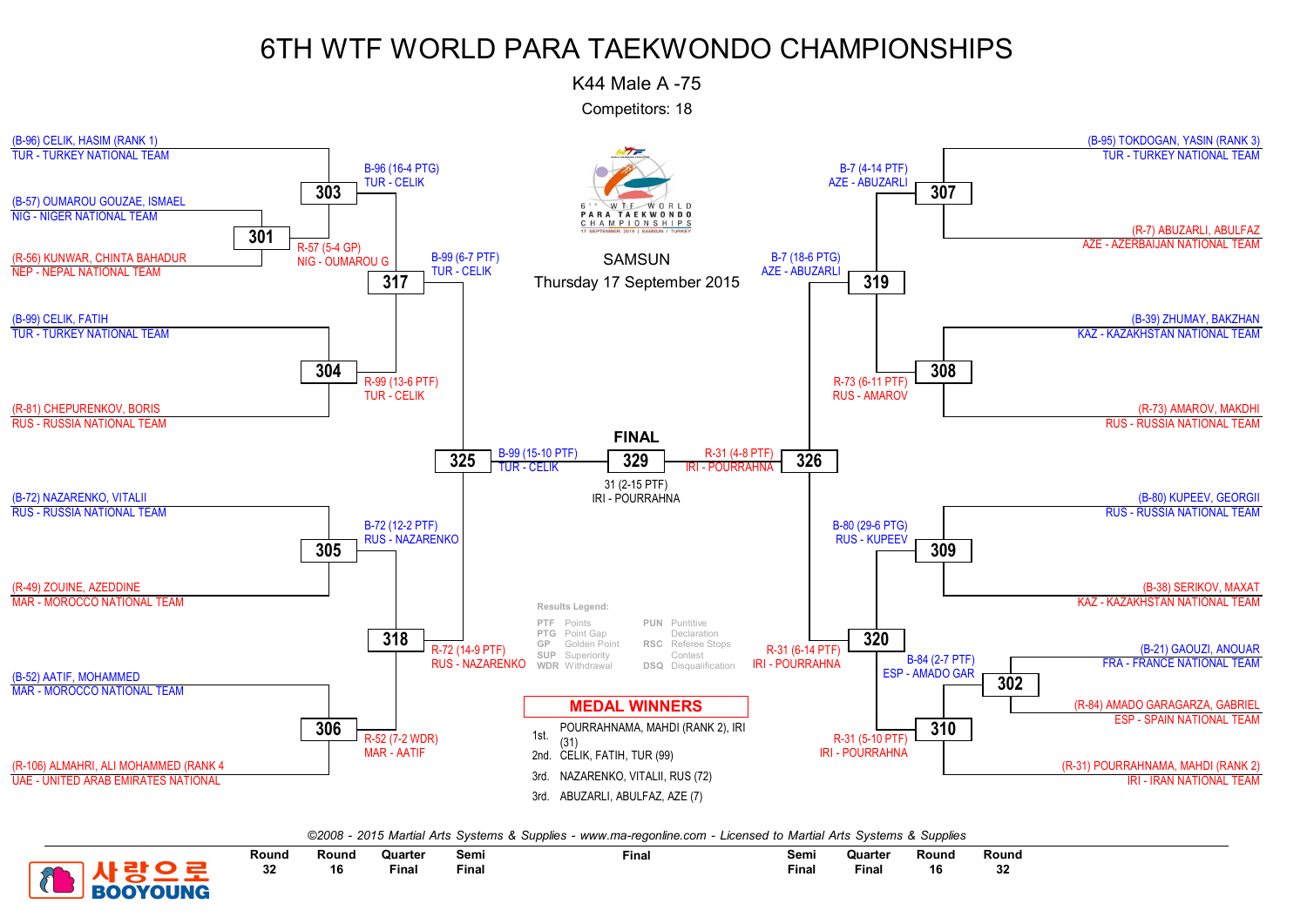# 6TH WTF WORLD PARA TAEKWONDO CHAMPIONSHIPS

K44 Male A -75

Competitors: 18

SAMSUN

Thursday 17 September 2015

## Left Bracket

| Competitor | Team |
|---|---|
| (B-96) CELIK, HASIM (RANK 1) | TUR - TURKEY NATIONAL TEAM |
| (B-57) OUMAROU GOUZAE, ISMAEL | NIG - NIGER NATIONAL TEAM |
| (R-56) KUNWAR, CHINTA BAHADUR | NEP - NEPAL NATIONAL TEAM |
| (B-99) CELIK, FATIH | TUR - TURKEY NATIONAL TEAM |
| (R-81) CHEPURENKOV, BORIS | RUS - RUSSIA NATIONAL TEAM |
| (B-72) NAZARENKO, VITALII | RUS - RUSSIA NATIONAL TEAM |
| (R-49) ZOUINE, AZEDDINE | MAR - MOROCCO NATIONAL TEAM |
| (B-52) AATIF, MOHAMMED | MAR - MOROCCO NATIONAL TEAM |
| (R-106) ALMAHRI, ALI MOHAMMED (RANK 4 | UAE - UNITED ARAB EMIRATES NATIONAL |

| Match | Result |
|---|---|
| 301 | R-57 (5-4 GP) NIG - OUMAROU G |
| 303 | B-96 (16-4 PTG) TUR - CELIK |
| 304 | R-99 (13-6 PTF) TUR - CELIK |
| 317 | B-99 (6-7 PTF) TUR - CELIK |
| 305 | B-72 (12-2 PTF) RUS - NAZARENKO |
| 306 | R-52 (7-2 WDR) MAR - AATIF |
| 318 | R-72 (14-9 PTF) RUS - NAZARENKO |
| 325 | B-99 (15-10 PTF) TUR - CELIK |

## Right Bracket

| Competitor | Team |
|---|---|
| (B-95) TOKDOGAN, YASIN (RANK 3) | TUR - TURKEY NATIONAL TEAM |
| (R-7) ABUZARLI, ABULFAZ | AZE - AZERBAIJAN NATIONAL TEAM |
| (B-39) ZHUMAY, BAKZHAN | KAZ - KAZAKHSTAN NATIONAL TEAM |
| (R-73) AMAROV, MAKDHI | RUS - RUSSIA NATIONAL TEAM |
| (B-80) KUPEEV, GEORGII | RUS - RUSSIA NATIONAL TEAM |
| (R-38) SERIKOV, MAXAT | KAZ - KAZAKHSTAN NATIONAL TEAM |
| (B-21) GAOUZI, ANOUAR | FRA - FRANCE NATIONAL TEAM |
| (R-84) AMADO GARAGARZA, GABRIEL | ESP - SPAIN NATIONAL TEAM |
| (R-31) POURRAHNAMA, MAHDI (RANK 2) | IRI - IRAN NATIONAL TEAM |

| Match | Result |
|---|---|
| 307 | B-7 (4-14 PTF) AZE - ABUZARLI |
| 308 | R-73 (6-11 PTF) RUS - AMAROV |
| 319 | B-7 (18-6 PTG) AZE - ABUZARLI |
| 309 | B-80 (29-6 PTG) RUS - KUPEEV |
| 302 | B-84 (2-7 PTF) ESP - AMADO GAR |
| 310 | R-31 (5-10 PTF) IRI - POURRAHNA |
| 320 | R-31 (6-14 PTF) IRI - POURRAHNA |
| 326 | R-31 (4-8 PTF) IRI - POURRAHNA |

## FINAL

329: 31 (2-15 PTF) IRI - POURRAHNA

## Results Legend:

| Code | Meaning | Code | Meaning |
|---|---|---|---|
| PTF | Points | PUN | Puntitive Declaration |
| PTG | Point Gap | RSC | Referee Stops Contest |
| GP | Golden Point | DSQ | Disqualification |
| SUP | Superiority | | |
| WDR | Withdrawal | | |

## MEDAL WINNERS

| Place | Winner |
|---|---|
| 1st. | POURRAHNAMA, MAHDI (RANK 2), IRI (31) |
| 2nd. | CELIK, FATIH, TUR (99) |
| 3rd. | NAZARENKO, VITALII, RUS (72) |
| 3rd. | ABUZARLI, ABULFAZ, AZE (7) |

*©2008 - 2015 Martial Arts Systems & Supplies - www.ma-regonline.com - Licensed to Martial Arts Systems & Supplies*

Round 32 | Round 16 | Quarter Final | Semi Final | Final | Semi Final | Quarter Final | Round 16 | Round 32

사랑으로 BOOYOUNG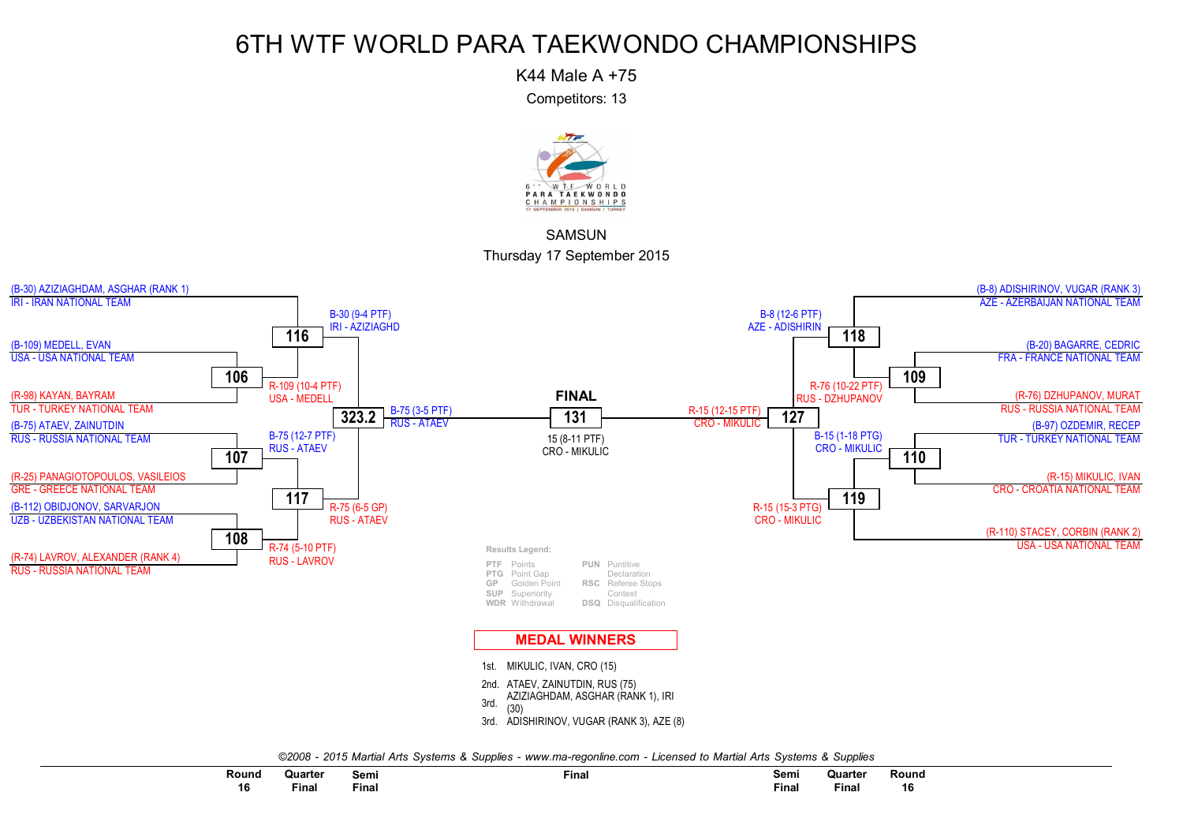# 6TH WTF WORLD PARA TAEKWONDO CHAMPIONSHIPS

K44 Male A +75

Competitors: 13

SAMSUN

Thursday 17 September 2015

(B-30) AZIZIAGHDAM, ASGHAR (RANK 1)
IRI - IRAN NATIONAL TEAM

(B-109) MEDELL, EVAN
USA - USA NATIONAL TEAM

(R-98) KAYAN, BAYRAM
TUR - TURKEY NATIONAL TEAM

(B-75) ATAEV, ZAINUTDIN
RUS - RUSSIA NATIONAL TEAM

(R-25) PANAGIOTOPOULOS, VASILEIOS
GRE - GREECE NATIONAL TEAM

(B-112) OBIDJONOV, SARVARJON
UZB - UZBEKISTAN NATIONAL TEAM

(R-74) LAVROV, ALEXANDER (RANK 4)
RUS - RUSSIA NATIONAL TEAM

106
R-109 (10-4 PTF)
USA - MEDELL

107
B-75 (12-7 PTF)
RUS - ATAEV

108
R-74 (5-10 PTF)
RUS - LAVROV

116
B-30 (9-4 PTF)
IRI - AZIZIAGHD

117
R-75 (6-5 GP)
RUS - ATAEV

323.2
B-75 (3-5 PTF)
RUS - ATAEV

FINAL

131
15 (8-11 PTF)
CRO - MIKULIC

127
R-15 (12-15 PTF)
CRO - MIKULIC

118
B-8 (12-6 PTF)
AZE - ADISHIRIN

119
R-15 (15-3 PTG)
CRO - MIKULIC

109
R-76 (10-22 PTF)
RUS - DZHUPANOV

110
B-15 (1-18 PTG)
CRO - MIKULIC

(B-8) ADISHIRINOV, VUGAR (RANK 3)
AZE - AZERBAIJAN NATIONAL TEAM

(B-20) BAGARRE, CEDRIC
FRA - FRANCE NATIONAL TEAM

(R-76) DZHUPANOV, MURAT
RUS - RUSSIA NATIONAL TEAM

(B-97) OZDEMIR, RECEP
TUR - TURKEY NATIONAL TEAM

(R-15) MIKULIC, IVAN
CRO - CROATIA NATIONAL TEAM

(R-110) STACEY, CORBIN (RANK 2)
USA - USA NATIONAL TEAM

**Results Legend:**

| | | | |
|---|---|---|---|
| PTF | Points | PUN | Puntitive Declaration |
| PTG | Point Gap | RSC | Referee Stops Contest |
| GP | Golden Point | DSQ | Disqualification |
| SUP | Superiority | | |
| WDR | Withdrawal | | |

## MEDAL WINNERS

1st. MIKULIC, IVAN, CRO (15)

2nd. ATAEV, ZAINUTDIN, RUS (75)

3rd. AZIZIAGHDAM, ASGHAR (RANK 1), IRI (30)

3rd. ADISHIRINOV, VUGAR (RANK 3), AZE (8)

*©2008 - 2015 Martial Arts Systems & Supplies - www.ma-regonline.com - Licensed to Martial Arts Systems & Supplies*

Round 16 | Quarter Final | Semi Final | Final | Semi Final | Quarter Final | Round 16